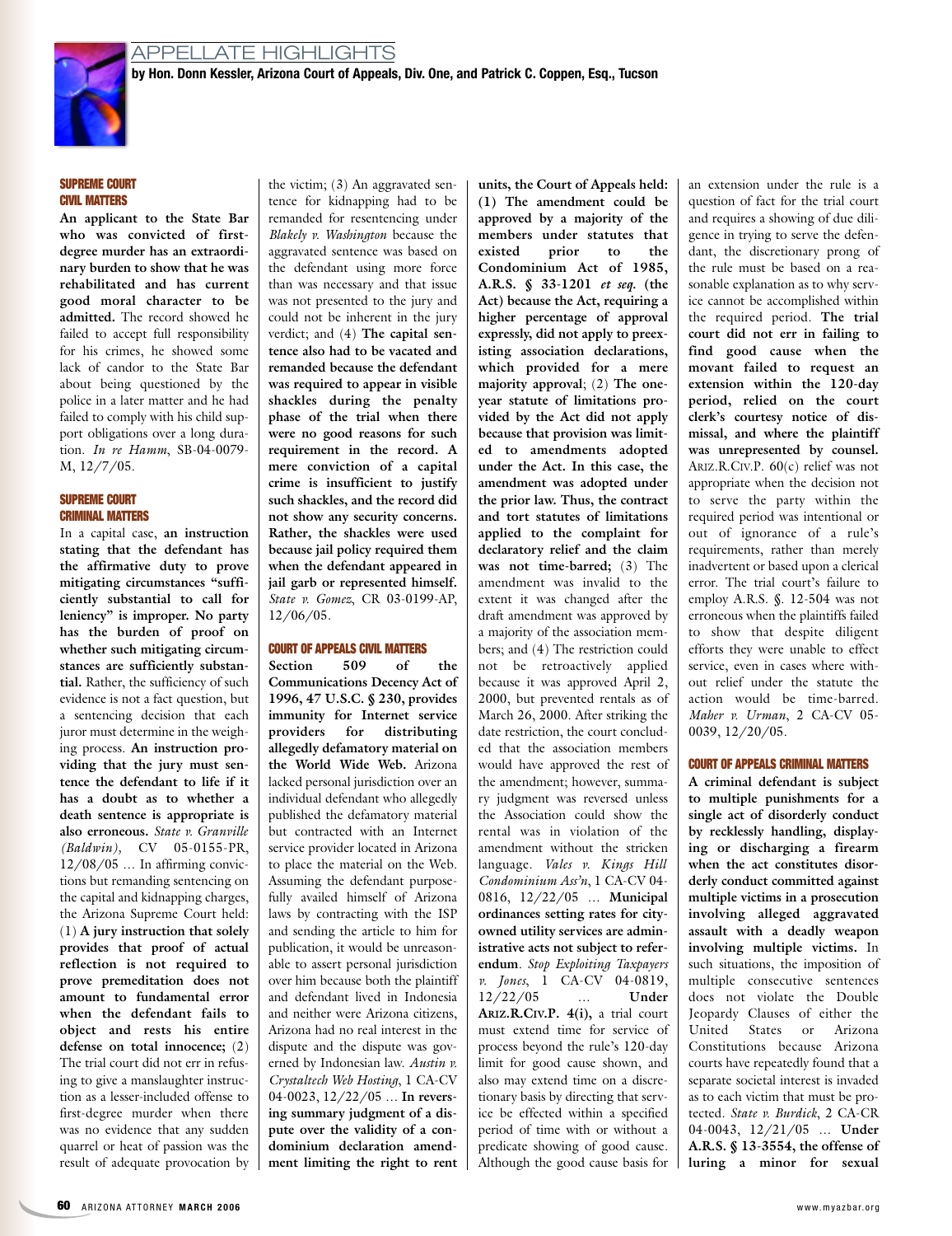## APPELLATE HIGHLIGHTS

**by Hon. Donn Kessler, Arizona Court of Appeals, Div. One, and Patrick C. Coppen, Esq., Tucson**

### SUPREME COURT CIVIL MATTERS

**An applicant to the State Bar who was convicted of first-degree murder has an extraordinary burden to show that he was rehabilitated and has current good moral character to be admitted.** The record showed he failed to accept full responsibility for his crimes, he showed some lack of candor to the State Bar about being questioned by the police in a later matter and he had failed to comply with his child support obligations over a long duration. *In re Hamm*, SB-04-0079-M, 12/7/05.

### SUPREME COURT CRIMINAL MATTERS

In a capital case, **an instruction stating that the defendant has the affirmative duty to prove mitigating circumstances "sufficiently substantial to call for leniency" is improper. No party has the burden of proof on whether such mitigating circumstances are sufficiently substantial.** Rather, the sufficiency of such evidence is not a fact question, but a sentencing decision that each juror must determine in the weighing process. **An instruction providing that the jury must sentence the defendant to life if it has a doubt as to whether a death sentence is appropriate is also erroneous.** *State v. Granville (Baldwin)*, CV 05-0155-PR, 12/08/05 … In affirming convictions but remanding sentencing on the capital and kidnapping charges, the Arizona Supreme Court held: (1) **A jury instruction that solely provides that proof of actual reflection is not required to prove premeditation does not amount to fundamental error when the defendant fails to object and rests his entire defense on total innocence;** (2) The trial court did not err in refusing to give a manslaughter instruction as a lesser-included offense to first-degree murder when there was no evidence that any sudden quarrel or heat of passion was the result of adequate provocation by the victim; (3) An aggravated sentence for kidnapping had to be remanded for resentencing under *Blakely v. Washington* because the aggravated sentence was based on the defendant using more force than was necessary and that issue was not presented to the jury and could not be inherent in the jury verdict; and (4) **The capital sentence also had to be vacated and remanded because the defendant was required to appear in visible shackles during the penalty phase of the trial when there were no good reasons for such requirement in the record. A mere conviction of a capital crime is insufficient to justify such shackles, and the record did not show any security concerns. Rather, the shackles were used because jail policy required them when the defendant appeared in jail garb or represented himself.** *State v. Gomez*, CR 03-0199-AP, 12/06/05.

### COURT OF APPEALS CIVIL MATTERS

**Section 509 of the Communications Decency Act of 1996, 47 U.S.C. § 230, provides immunity for Internet service providers for distributing allegedly defamatory material on the World Wide Web.** Arizona lacked personal jurisdiction over an individual defendant who allegedly published the defamatory material but contracted with an Internet service provider located in Arizona to place the material on the Web. Assuming the defendant purposefully availed himself of Arizona laws by contracting with the ISP and sending the article to him for publication, it would be unreasonable to assert personal jurisdiction over him because both the plaintiff and defendant lived in Indonesia and neither were Arizona citizens, Arizona had no real interest in the dispute and the dispute was governed by Indonesian law. *Austin v. Crystaltech Web Hosting*, 1 CA-CV 04-0023, 12/22/05 … **In reversing summary judgment of a dispute over the validity of a condominium declaration amendment limiting the right to rent units, the Court of Appeals held: (1) The amendment could be approved by a majority of the members under statutes that existed prior to the Condominium Act of 1985, A.R.S. § 33-1201 *et seq.* (the Act) because the Act, requiring a higher percentage of approval expressly, did not apply to preexisting association declarations, which provided for a mere majority approval**; (2) **The one-year statute of limitations provided by the Act did not apply because that provision was limited to amendments adopted under the Act. In this case, the amendment was adopted under the prior law. Thus, the contract and tort statutes of limitations applied to the complaint for declaratory relief and the claim was not time-barred;** (3) The amendment was invalid to the extent it was changed after the draft amendment was approved by a majority of the association members; and (4) The restriction could not be retroactively applied because it was approved April 2, 2000, but prevented rentals as of March 26, 2000. After striking the date restriction, the court concluded that the association members would have approved the rest of the amendment; however, summary judgment was reversed unless the Association could show the rental was in violation of the amendment without the stricken language. *Vales v. Kings Hill Condominium Ass'n*, 1 CA-CV 04-0816, 12/22/05 … **Municipal ordinances setting rates for city-owned utility services are administrative acts not subject to referendum**. *Stop Exploiting Taxpayers v. Jones*, 1 CA-CV 04-0819, 12/22/05 … **Under ARIZ.R.CIV.P. 4(i),** a trial court must extend time for service of process beyond the rule's 120-day limit for good cause shown, and also may extend time on a discretionary basis by directing that service be effected within a specified period of time with or without a predicate showing of good cause. Although the good cause basis for an extension under the rule is a question of fact for the trial court and requires a showing of due diligence in trying to serve the defendant, the discretionary prong of the rule must be based on a reasonable explanation as to why service cannot be accomplished within the required period. **The trial court did not err in failing to find good cause when the movant failed to request an extension within the 120-day period, relied on the court clerk's courtesy notice of dismissal, and where the plaintiff was unrepresented by counsel.** ARIZ.R.CIV.P. 60(c) relief was not appropriate when the decision not to serve the party within the required period was intentional or out of ignorance of a rule's requirements, rather than merely inadvertent or based upon a clerical error. The trial court's failure to employ A.R.S. §. 12-504 was not erroneous when the plaintiffs failed to show that despite diligent efforts they were unable to effect service, even in cases where without relief under the statute the action would be time-barred. *Maher v. Urman*, 2 CA-CV 05-0039, 12/20/05.

### COURT OF APPEALS CRIMINAL MATTERS

**A criminal defendant is subject to multiple punishments for a single act of disorderly conduct by recklessly handling, displaying or discharging a firearm when the act constitutes disorderly conduct committed against multiple victims in a prosecution involving alleged aggravated assault with a deadly weapon involving multiple victims.** In such situations, the imposition of multiple consecutive sentences does not violate the Double Jeopardy Clauses of either the United States or Arizona Constitutions because Arizona courts have repeatedly found that a separate societal interest is invaded as to each victim that must be protected. *State v. Burdick*, 2 CA-CR 04-0043, 12/21/05 … **Under A.R.S. § 13-3554, the offense of luring a minor for sexual**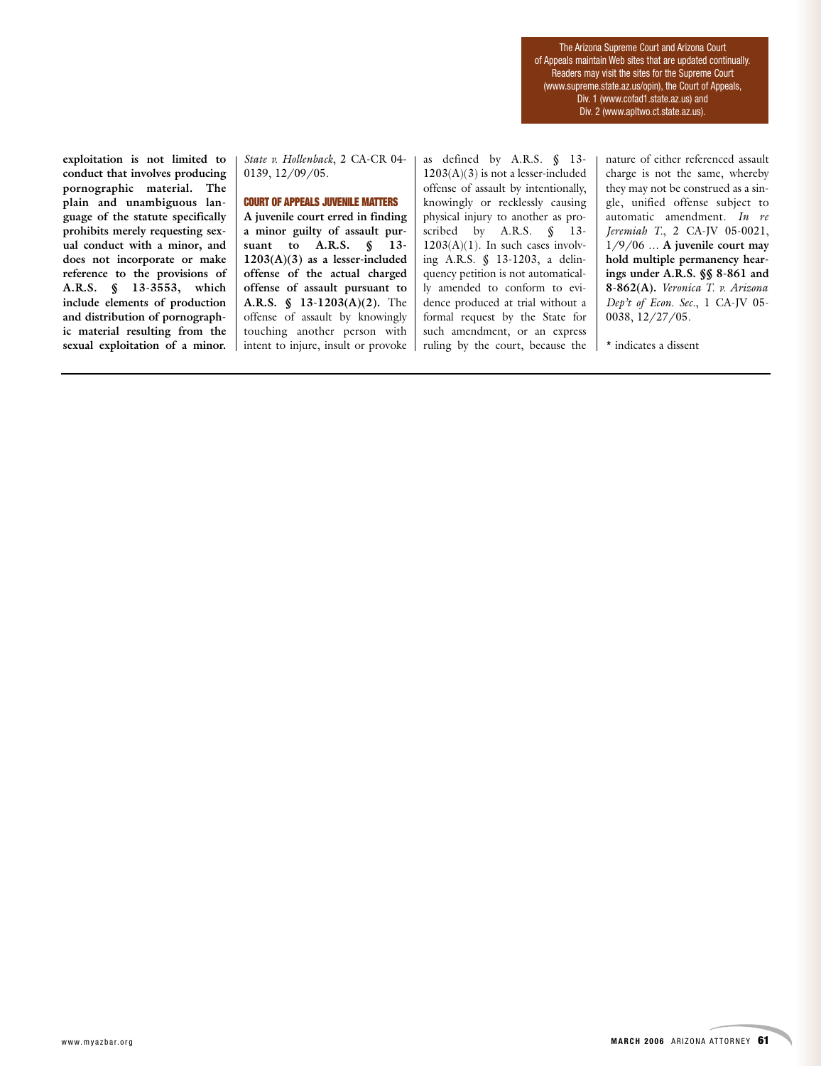The Arizona Supreme Court and Arizona Court of Appeals maintain Web sites that are updated continually. Readers may visit the sites for the Supreme Court (www.supreme.state.az.us/opin), the Court of Appeals, Div. 1 (www.cofad1.state.az.us) and Div. 2 (www.apltwo.ct.state.az.us).

**exploitation is not limited to conduct that involves producing pornographic material. The plain and unambiguous language of the statute specifically prohibits merely requesting sexual conduct with a minor, and does not incorporate or make reference to the provisions of A.R.S. § 13-3553, which include elements of production and distribution of pornographic material resulting from the sexual exploitation of a minor.** *State v. Hollenback*, 2 CA-CR 04-0139, 12/09/05.

## COURT OF APPEALS JUVENILE MATTERS

**A juvenile court erred in finding a minor guilty of assault pursuant to A.R.S. § 13-1203(A)(3) as a lesser-included offense of the actual charged offense of assault pursuant to A.R.S. § 13-1203(A)(2).** The offense of assault by knowingly touching another person with intent to injure, insult or provoke as defined by A.R.S. § 13-1203(A)(3) is not a lesser-included offense of assault by intentionally, knowingly or recklessly causing physical injury to another as proscribed by A.R.S. § 13-1203(A)(1). In such cases involving A.R.S. § 13-1203, a delinquency petition is not automatically amended to conform to evidence produced at trial without a formal request by the State for such amendment, or an express ruling by the court, because the nature of either referenced assault charge is not the same, whereby they may not be construed as a single, unified offense subject to automatic amendment. *In re Jeremiah T.*, 2 CA-JV 05-0021, 1/9/06 … **A juvenile court may hold multiple permanency hearings under A.R.S. §§ 8-861 and 8-862(A).** *Veronica T. v. Arizona Dep't of Econ. Sec.*, 1 CA-JV 05-0038, 12/27/05.

* indicates a dissent